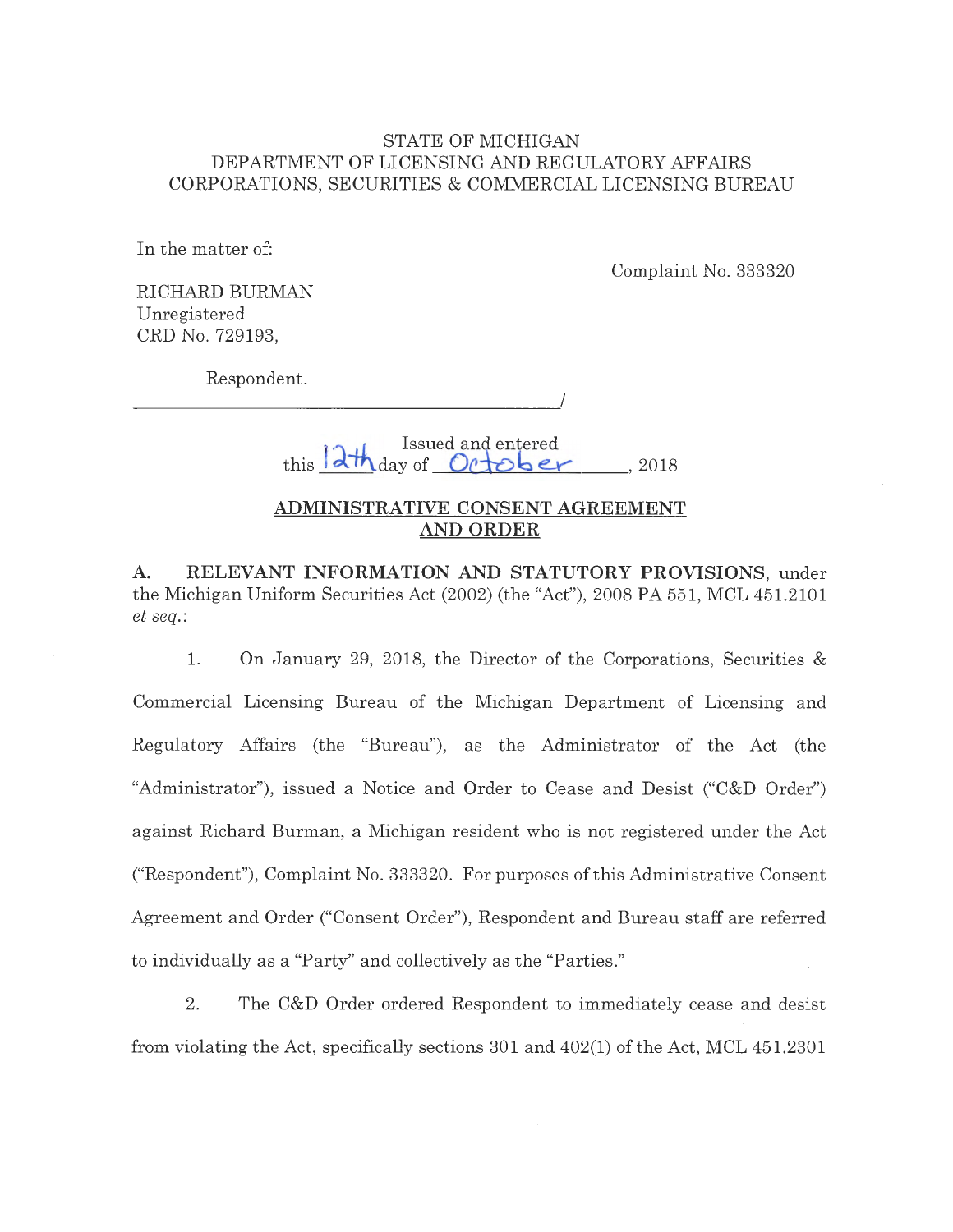STATE OF MICHIGAN
DEPARTMENT OF LICENSING AND REGULATORY AFFAIRS
CORPORATIONS, SECURITIES & COMMERCIAL LICENSING BUREAU

In the matter of:

Complaint No. 333320

RICHARD BURMAN
Unregistered
CRD No. 729193,

Respondent.

______________________________________/

Issued and entered
this 12th day of October, 2018

## ADMINISTRATIVE CONSENT AGREEMENT AND ORDER

**A. RELEVANT INFORMATION AND STATUTORY PROVISIONS**, under the Michigan Uniform Securities Act (2002) (the "Act"), 2008 PA 551, MCL 451.2101 *et seq.*:

1. On January 29, 2018, the Director of the Corporations, Securities & Commercial Licensing Bureau of the Michigan Department of Licensing and Regulatory Affairs (the "Bureau"), as the Administrator of the Act (the "Administrator"), issued a Notice and Order to Cease and Desist ("C&D Order") against Richard Burman, a Michigan resident who is not registered under the Act ("Respondent"), Complaint No. 333320. For purposes of this Administrative Consent Agreement and Order ("Consent Order"), Respondent and Bureau staff are referred to individually as a "Party" and collectively as the "Parties."

2. The C&D Order ordered Respondent to immediately cease and desist from violating the Act, specifically sections 301 and 402(1) of the Act, MCL 451.2301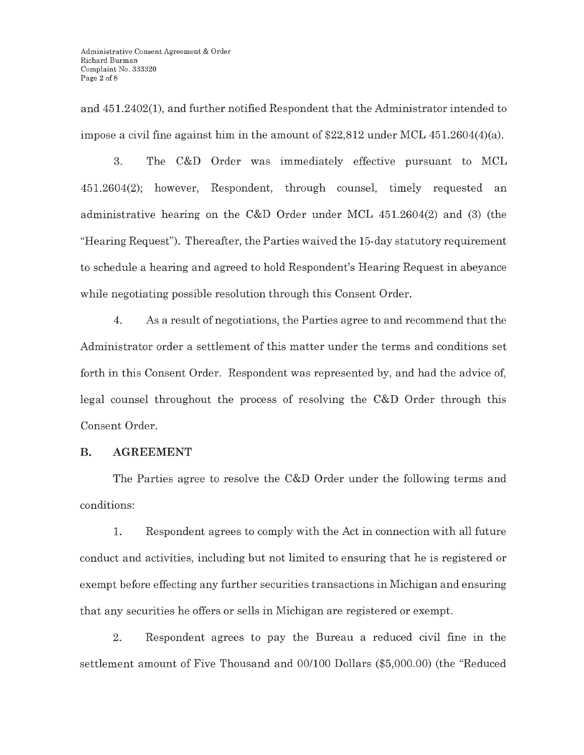and 451.2402(1), and further notified Respondent that the Administrator intended to impose a civil fine against him in the amount of $22,812 under MCL 451.2604(4)(a).

3. The C&D Order was immediately effective pursuant to MCL 451.2604(2); however, Respondent, through counsel, timely requested an administrative hearing on the C&D Order under MCL 451.2604(2) and (3) (the "Hearing Request"). Thereafter, the Parties waived the 15-day statutory requirement to schedule a hearing and agreed to hold Respondent's Hearing Request in abeyance while negotiating possible resolution through this Consent Order.

4. As a result of negotiations, the Parties agree to and recommend that the Administrator order a settlement of this matter under the terms and conditions set forth in this Consent Order. Respondent was represented by, and had the advice of, legal counsel throughout the process of resolving the C&D Order through this Consent Order.

## B. AGREEMENT

The Parties agree to resolve the C&D Order under the following terms and conditions:

1. Respondent agrees to comply with the Act in connection with all future conduct and activities, including but not limited to ensuring that he is registered or exempt before effecting any further securities transactions in Michigan and ensuring that any securities he offers or sells in Michigan are registered or exempt.

2. Respondent agrees to pay the Bureau a reduced civil fine in the settlement amount of Five Thousand and 00/100 Dollars ($5,000.00) (the "Reduced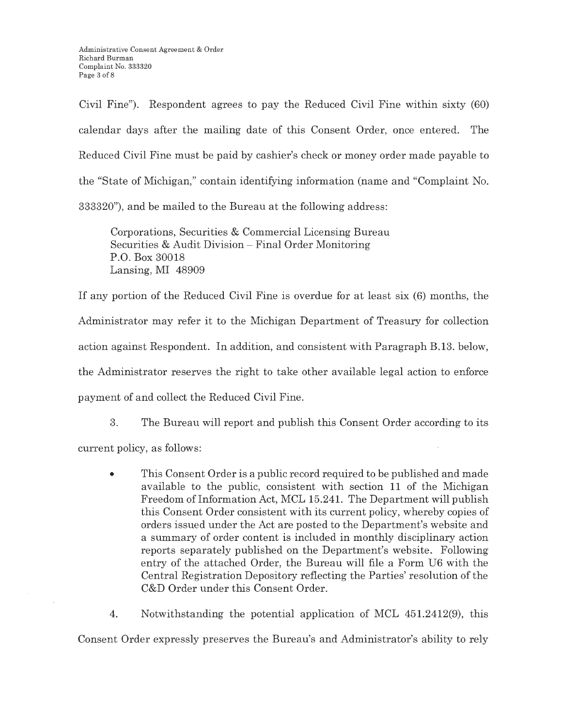Civil Fine"). Respondent agrees to pay the Reduced Civil Fine within sixty (60) calendar days after the mailing date of this Consent Order, once entered. The Reduced Civil Fine must be paid by cashier's check or money order made payable to the "State of Michigan," contain identifying information (name and "Complaint No. 333320"), and be mailed to the Bureau at the following address:

> Corporations, Securities & Commercial Licensing Bureau
> Securities & Audit Division – Final Order Monitoring
> P.O. Box 30018
> Lansing, MI 48909

If any portion of the Reduced Civil Fine is overdue for at least six (6) months, the Administrator may refer it to the Michigan Department of Treasury for collection action against Respondent. In addition, and consistent with Paragraph B.13. below, the Administrator reserves the right to take other available legal action to enforce payment of and collect the Reduced Civil Fine.

3. The Bureau will report and publish this Consent Order according to its current policy, as follows:

- This Consent Order is a public record required to be published and made available to the public, consistent with section 11 of the Michigan Freedom of Information Act, MCL 15.241. The Department will publish this Consent Order consistent with its current policy, whereby copies of orders issued under the Act are posted to the Department's website and a summary of order content is included in monthly disciplinary action reports separately published on the Department's website. Following entry of the attached Order, the Bureau will file a Form U6 with the Central Registration Depository reflecting the Parties' resolution of the C&D Order under this Consent Order.

4. Notwithstanding the potential application of MCL 451.2412(9), this Consent Order expressly preserves the Bureau's and Administrator's ability to rely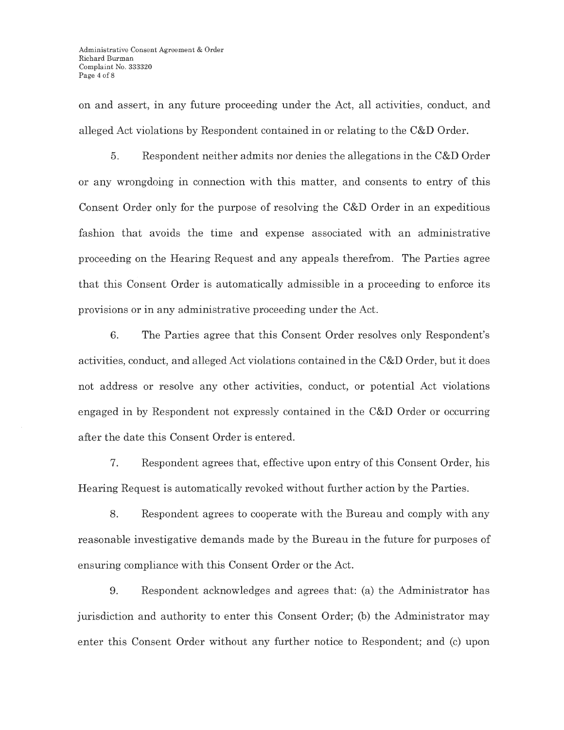on and assert, in any future proceeding under the Act, all activities, conduct, and alleged Act violations by Respondent contained in or relating to the C&D Order.

5. Respondent neither admits nor denies the allegations in the C&D Order or any wrongdoing in connection with this matter, and consents to entry of this Consent Order only for the purpose of resolving the C&D Order in an expeditious fashion that avoids the time and expense associated with an administrative proceeding on the Hearing Request and any appeals therefrom. The Parties agree that this Consent Order is automatically admissible in a proceeding to enforce its provisions or in any administrative proceeding under the Act.

6. The Parties agree that this Consent Order resolves only Respondent's activities, conduct, and alleged Act violations contained in the C&D Order, but it does not address or resolve any other activities, conduct, or potential Act violations engaged in by Respondent not expressly contained in the C&D Order or occurring after the date this Consent Order is entered.

7. Respondent agrees that, effective upon entry of this Consent Order, his Hearing Request is automatically revoked without further action by the Parties.

8. Respondent agrees to cooperate with the Bureau and comply with any reasonable investigative demands made by the Bureau in the future for purposes of ensuring compliance with this Consent Order or the Act.

9. Respondent acknowledges and agrees that: (a) the Administrator has jurisdiction and authority to enter this Consent Order; (b) the Administrator may enter this Consent Order without any further notice to Respondent; and (c) upon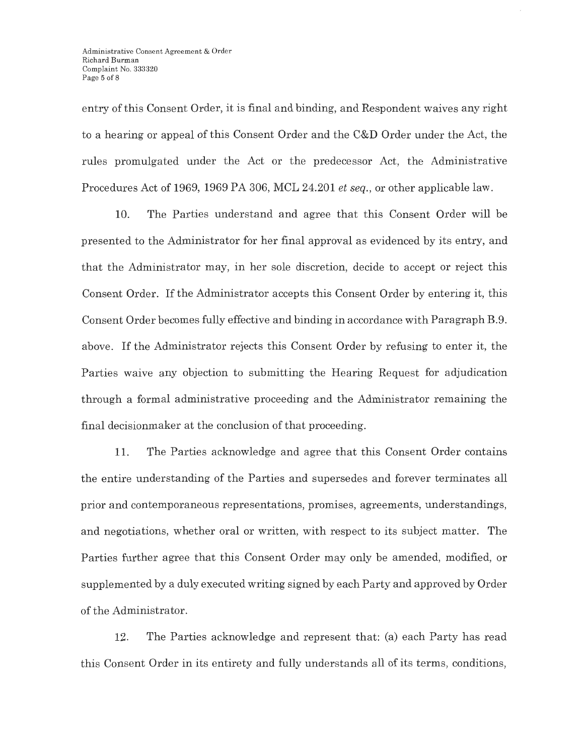entry of this Consent Order, it is final and binding, and Respondent waives any right to a hearing or appeal of this Consent Order and the C&D Order under the Act, the rules promulgated under the Act or the predecessor Act, the Administrative Procedures Act of 1969, 1969 PA 306, MCL 24.201 *et seq.*, or other applicable law.

10. The Parties understand and agree that this Consent Order will be presented to the Administrator for her final approval as evidenced by its entry, and that the Administrator may, in her sole discretion, decide to accept or reject this Consent Order. If the Administrator accepts this Consent Order by entering it, this Consent Order becomes fully effective and binding in accordance with Paragraph B.9. above. If the Administrator rejects this Consent Order by refusing to enter it, the Parties waive any objection to submitting the Hearing Request for adjudication through a formal administrative proceeding and the Administrator remaining the final decisionmaker at the conclusion of that proceeding.

11. The Parties acknowledge and agree that this Consent Order contains the entire understanding of the Parties and supersedes and forever terminates all prior and contemporaneous representations, promises, agreements, understandings, and negotiations, whether oral or written, with respect to its subject matter. The Parties further agree that this Consent Order may only be amended, modified, or supplemented by a duly executed writing signed by each Party and approved by Order of the Administrator.

12. The Parties acknowledge and represent that: (a) each Party has read this Consent Order in its entirety and fully understands all of its terms, conditions,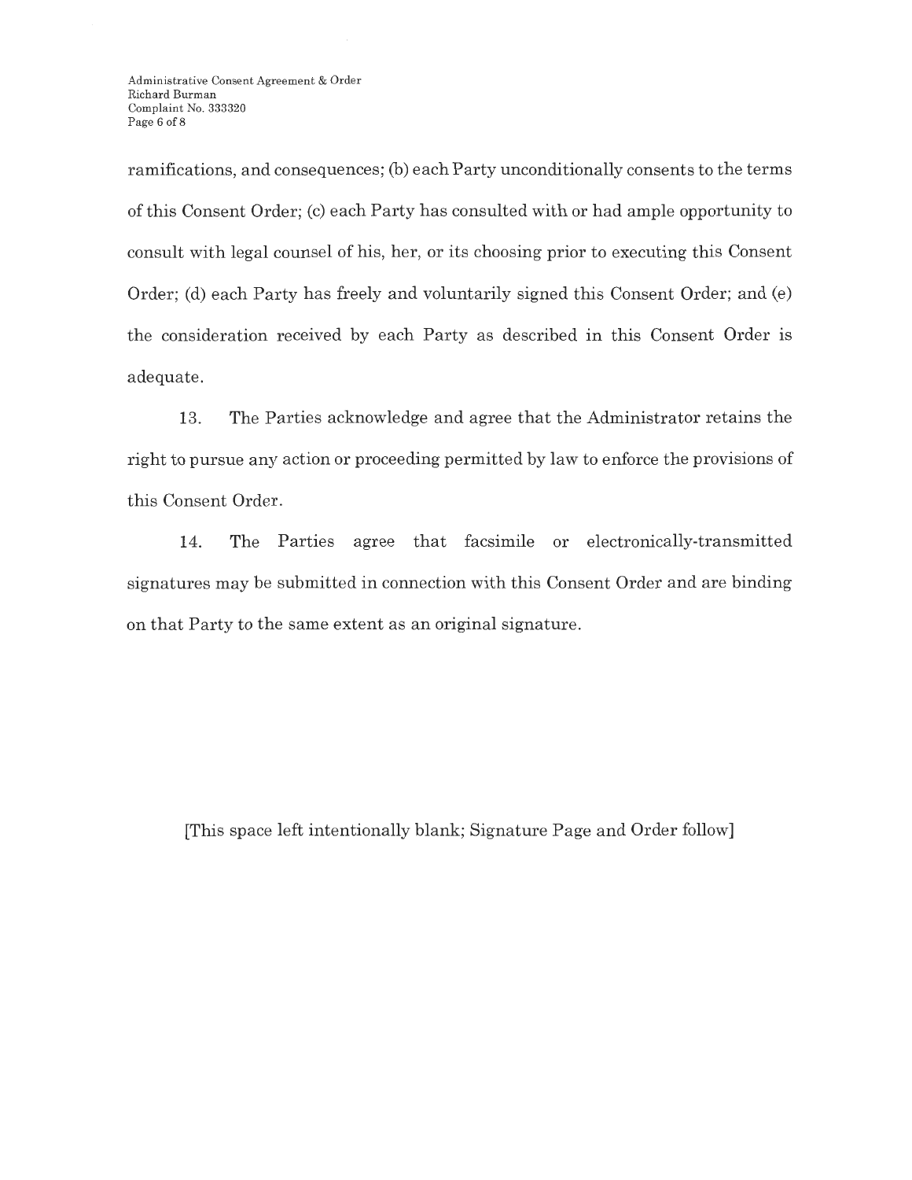ramifications, and consequences; (b) each Party unconditionally consents to the terms of this Consent Order; (c) each Party has consulted with or had ample opportunity to consult with legal counsel of his, her, or its choosing prior to executing this Consent Order; (d) each Party has freely and voluntarily signed this Consent Order; and (e) the consideration received by each Party as described in this Consent Order is adequate.

13. The Parties acknowledge and agree that the Administrator retains the right to pursue any action or proceeding permitted by law to enforce the provisions of this Consent Order.

14. The Parties agree that facsimile or electronically-transmitted signatures may be submitted in connection with this Consent Order and are binding on that Party to the same extent as an original signature.

[This space left intentionally blank; Signature Page and Order follow]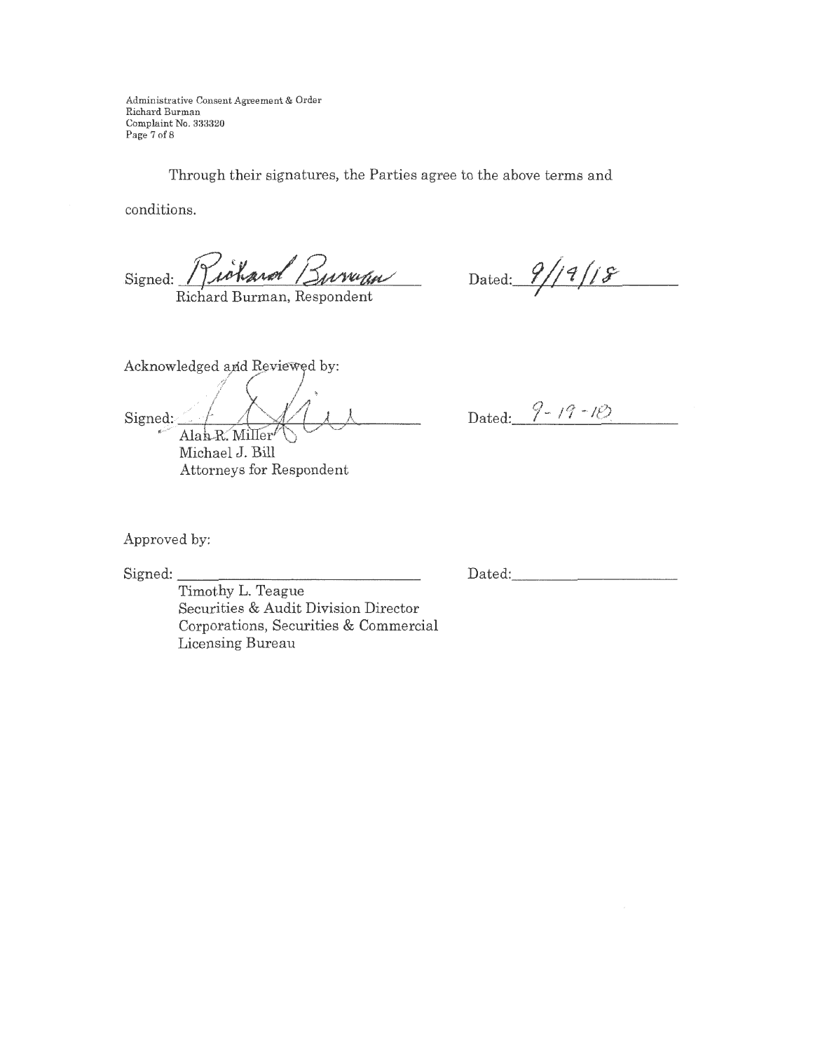Through their signatures, the Parties agree to the above terms and conditions.

Signed: Richard Burman  
Richard Burman, Respondent

Dated: 9/19/18

Acknowledged and Reviewed by:

Signed:  
Alan R. Miller  
Michael J. Bill  
Attorneys for Respondent

Dated: 9-19-18

Approved by:

Signed: ______________________  
Timothy L. Teague  
Securities & Audit Division Director  
Corporations, Securities & Commercial Licensing Bureau

Dated: ______________________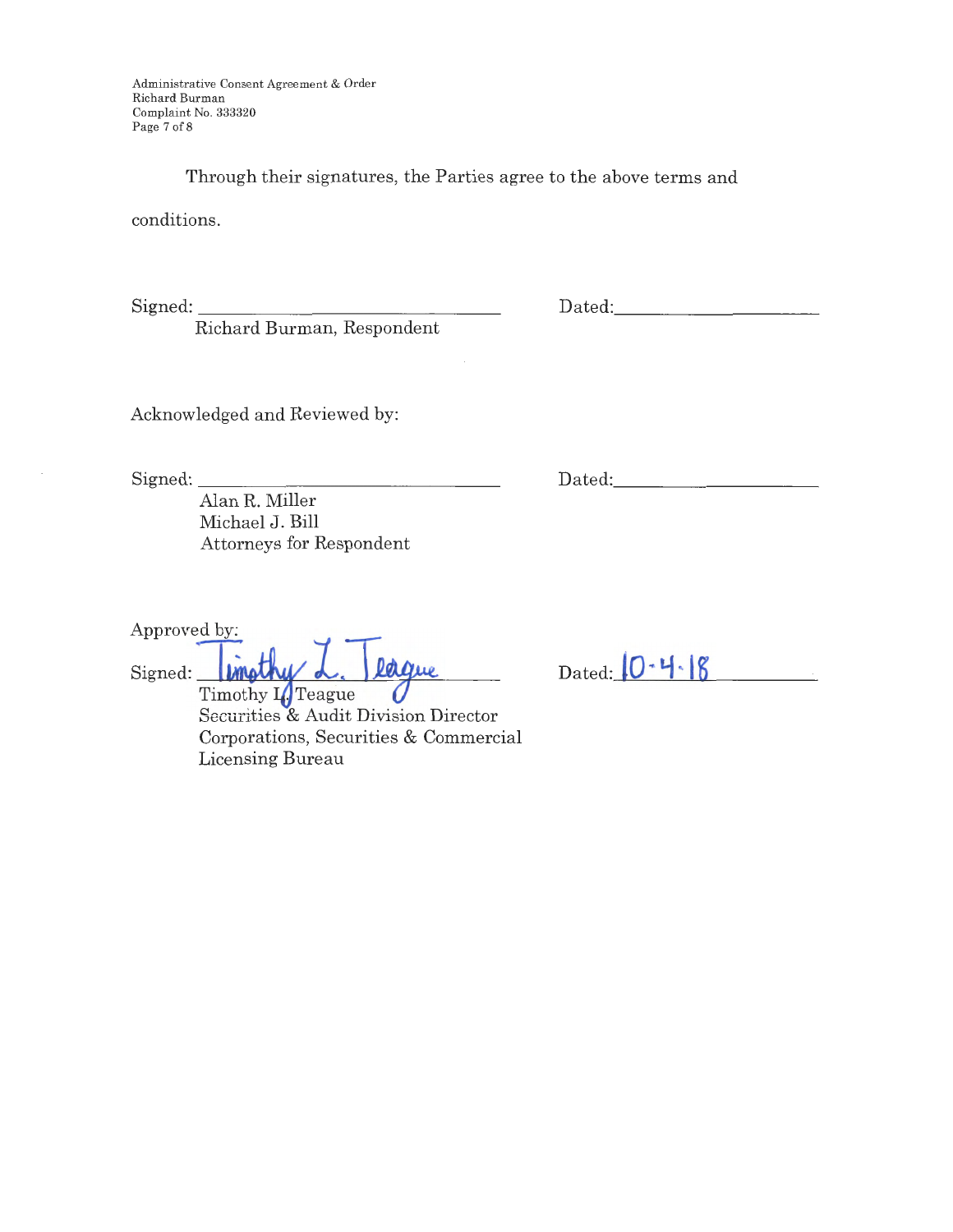Through their signatures, the Parties agree to the above terms and conditions.

Signed: ______________________________ Dated: ____________________

Richard Burman, Respondent

Acknowledged and Reviewed by:

Signed: ______________________________ Dated: ____________________

Alan R. Miller
Michael J. Bill
Attorneys for Respondent

Approved by:

Signed: Timothy L. Teague Dated: 10-4-18

Timothy L. Teague
Securities & Audit Division Director
Corporations, Securities & Commercial Licensing Bureau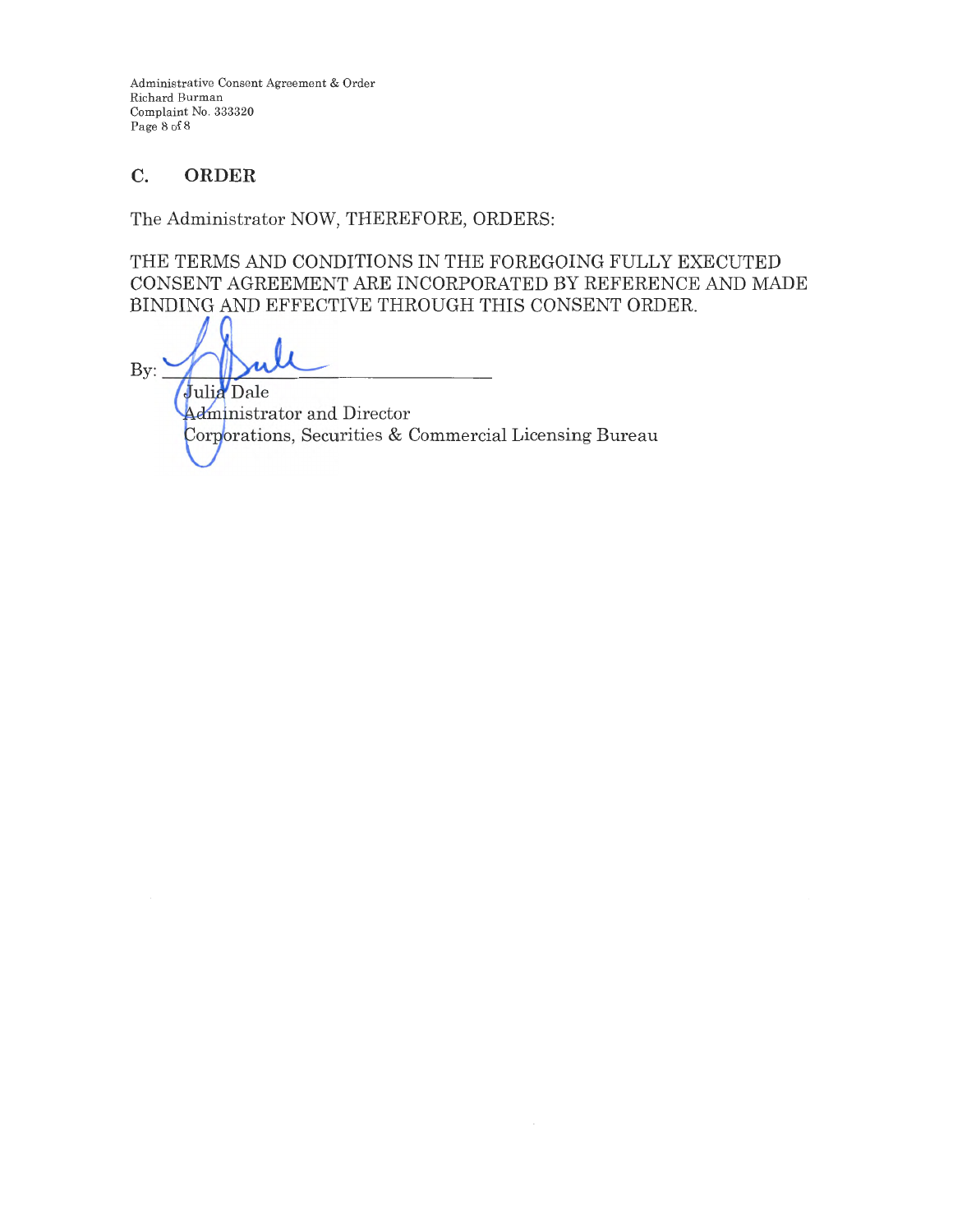## C. ORDER

The Administrator NOW, THEREFORE, ORDERS:

THE TERMS AND CONDITIONS IN THE FOREGOING FULLY EXECUTED CONSENT AGREEMENT ARE INCORPORATED BY REFERENCE AND MADE BINDING AND EFFECTIVE THROUGH THIS CONSENT ORDER.

By: ______________________________

Julia Dale
Administrator and Director
Corporations, Securities & Commercial Licensing Bureau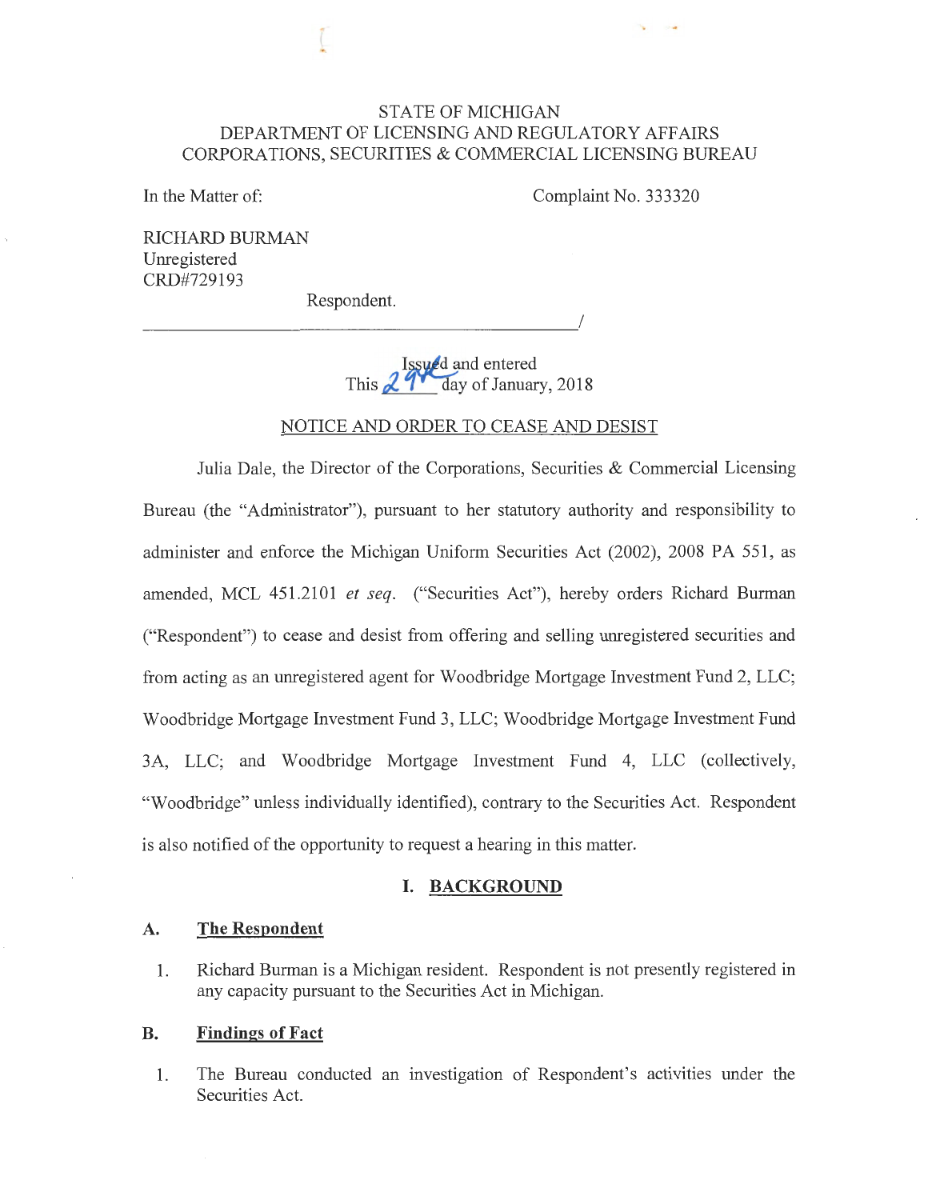STATE OF MICHIGAN
DEPARTMENT OF LICENSING AND REGULATORY AFFAIRS
CORPORATIONS, SECURITIES & COMMERCIAL LICENSING BUREAU

In the Matter of:

Complaint No. 333320

RICHARD BURMAN
Unregistered
CRD#729193

Respondent.

Issued and entered
This 29 day of January, 2018

NOTICE AND ORDER TO CEASE AND DESIST

Julia Dale, the Director of the Corporations, Securities & Commercial Licensing Bureau (the "Administrator"), pursuant to her statutory authority and responsibility to administer and enforce the Michigan Uniform Securities Act (2002), 2008 PA 551, as amended, MCL 451.2101 *et seq.* ("Securities Act"), hereby orders Richard Burman ("Respondent") to cease and desist from offering and selling unregistered securities and from acting as an unregistered agent for Woodbridge Mortgage Investment Fund 2, LLC; Woodbridge Mortgage Investment Fund 3, LLC; Woodbridge Mortgage Investment Fund 3A, LLC; and Woodbridge Mortgage Investment Fund 4, LLC (collectively, "Woodbridge" unless individually identified), contrary to the Securities Act. Respondent is also notified of the opportunity to request a hearing in this matter.

## I. BACKGROUND

### A. The Respondent

1. Richard Burman is a Michigan resident. Respondent is not presently registered in any capacity pursuant to the Securities Act in Michigan.

### B. Findings of Fact

1. The Bureau conducted an investigation of Respondent's activities under the Securities Act.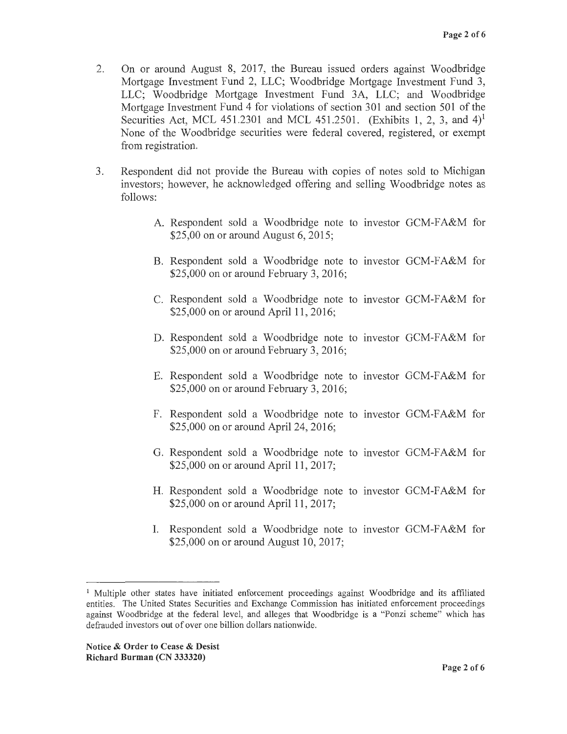2. On or around August 8, 2017, the Bureau issued orders against Woodbridge Mortgage Investment Fund 2, LLC; Woodbridge Mortgage Investment Fund 3, LLC; Woodbridge Mortgage Investment Fund 3A, LLC; and Woodbridge Mortgage Investment Fund 4 for violations of section 301 and section 501 of the Securities Act, MCL 451.2301 and MCL 451.2501. (Exhibits 1, 2, 3, and 4)[1] None of the Woodbridge securities were federal covered, registered, or exempt from registration.

3. Respondent did not provide the Bureau with copies of notes sold to Michigan investors; however, he acknowledged offering and selling Woodbridge notes as follows:

   A. Respondent sold a Woodbridge note to investor GCM-FA&M for $25,00 on or around August 6, 2015;

   B. Respondent sold a Woodbridge note to investor GCM-FA&M for $25,000 on or around February 3, 2016;

   C. Respondent sold a Woodbridge note to investor GCM-FA&M for $25,000 on or around April 11, 2016;

   D. Respondent sold a Woodbridge note to investor GCM-FA&M for $25,000 on or around February 3, 2016;

   E. Respondent sold a Woodbridge note to investor GCM-FA&M for $25,000 on or around February 3, 2016;

   F. Respondent sold a Woodbridge note to investor GCM-FA&M for $25,000 on or around April 24, 2016;

   G. Respondent sold a Woodbridge note to investor GCM-FA&M for $25,000 on or around April 11, 2017;

   H. Respondent sold a Woodbridge note to investor GCM-FA&M for $25,000 on or around April 11, 2017;

   I. Respondent sold a Woodbridge note to investor GCM-FA&M for $25,000 on or around August 10, 2017;

---

[1] Multiple other states have initiated enforcement proceedings against Woodbridge and its affiliated entities. The United States Securities and Exchange Commission has initiated enforcement proceedings against Woodbridge at the federal level, and alleges that Woodbridge is a "Ponzi scheme" which has defrauded investors out of over one billion dollars nationwide.

**Notice & Order to Cease & Desist**
**Richard Burman (CN 333320)**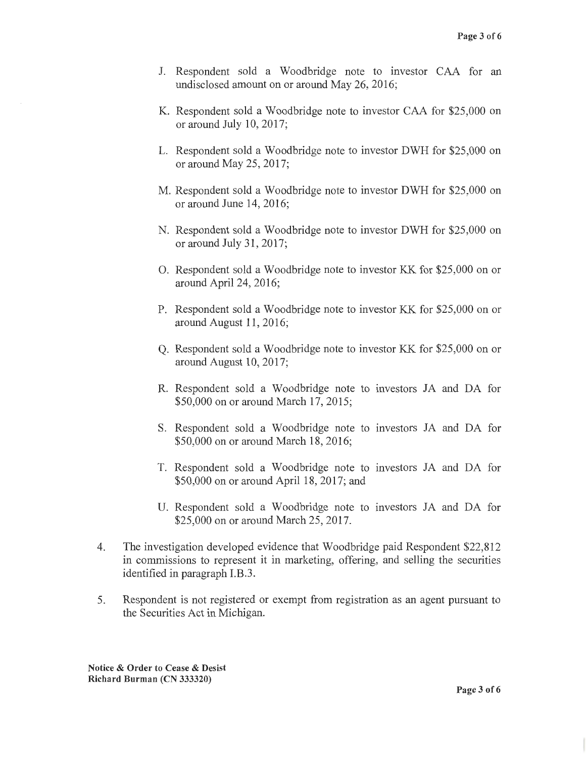J. Respondent sold a Woodbridge note to investor CAA for an undisclosed amount on or around May 26, 2016;

K. Respondent sold a Woodbridge note to investor CAA for $25,000 on or around July 10, 2017;

L. Respondent sold a Woodbridge note to investor DWH for $25,000 on or around May 25, 2017;

M. Respondent sold a Woodbridge note to investor DWH for $25,000 on or around June 14, 2016;

N. Respondent sold a Woodbridge note to investor DWH for $25,000 on or around July 31, 2017;

O. Respondent sold a Woodbridge note to investor KK for $25,000 on or around April 24, 2016;

P. Respondent sold a Woodbridge note to investor KK for $25,000 on or around August 11, 2016;

Q. Respondent sold a Woodbridge note to investor KK for $25,000 on or around August 10, 2017;

R. Respondent sold a Woodbridge note to investors JA and DA for $50,000 on or around March 17, 2015;

S. Respondent sold a Woodbridge note to investors JA and DA for $50,000 on or around March 18, 2016;

T. Respondent sold a Woodbridge note to investors JA and DA for $50,000 on or around April 18, 2017; and

U. Respondent sold a Woodbridge note to investors JA and DA for $25,000 on or around March 25, 2017.

4. The investigation developed evidence that Woodbridge paid Respondent $22,812 in commissions to represent it in marketing, offering, and selling the securities identified in paragraph I.B.3.

5. Respondent is not registered or exempt from registration as an agent pursuant to the Securities Act in Michigan.

**Notice & Order to Cease & Desist**
**Richard Burman (CN 333320)**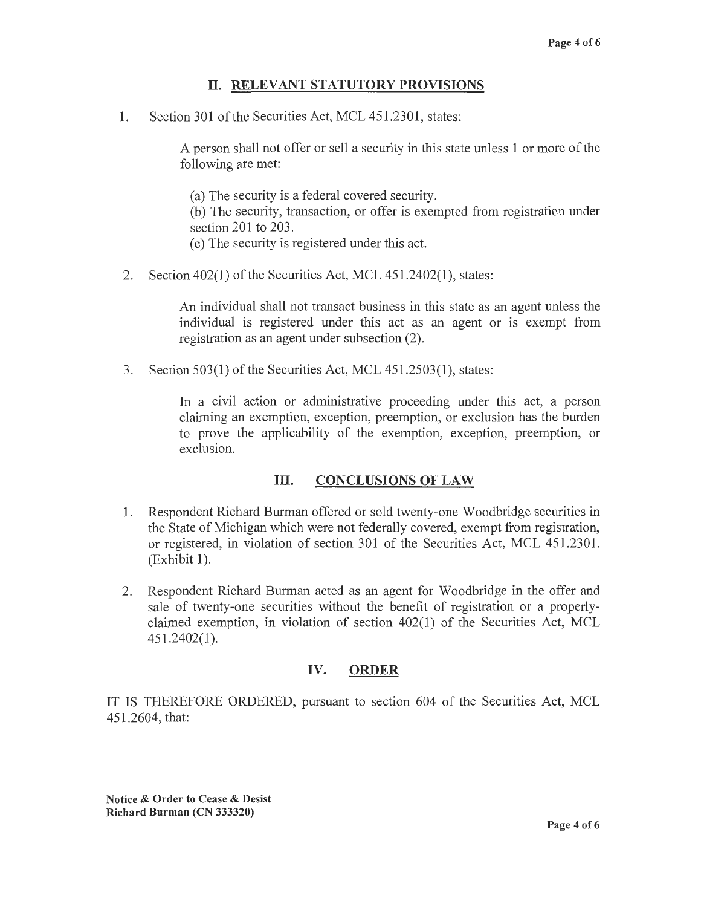## II. RELEVANT STATUTORY PROVISIONS

1. Section 301 of the Securities Act, MCL 451.2301, states:

   A person shall not offer or sell a security in this state unless 1 or more of the following are met:

   (a) The security is a federal covered security.
   (b) The security, transaction, or offer is exempted from registration under section 201 to 203.
   (c) The security is registered under this act.

2. Section 402(1) of the Securities Act, MCL 451.2402(1), states:

   An individual shall not transact business in this state as an agent unless the individual is registered under this act as an agent or is exempt from registration as an agent under subsection (2).

3. Section 503(1) of the Securities Act, MCL 451.2503(1), states:

   In a civil action or administrative proceeding under this act, a person claiming an exemption, exception, preemption, or exclusion has the burden to prove the applicability of the exemption, exception, preemption, or exclusion.

## III. CONCLUSIONS OF LAW

1. Respondent Richard Burman offered or sold twenty-one Woodbridge securities in the State of Michigan which were not federally covered, exempt from registration, or registered, in violation of section 301 of the Securities Act, MCL 451.2301. (Exhibit 1).

2. Respondent Richard Burman acted as an agent for Woodbridge in the offer and sale of twenty-one securities without the benefit of registration or a properly-claimed exemption, in violation of section 402(1) of the Securities Act, MCL 451.2402(1).

## IV. ORDER

IT IS THEREFORE ORDERED, pursuant to section 604 of the Securities Act, MCL 451.2604, that:

**Notice & Order to Cease & Desist**
**Richard Burman (CN 333320)**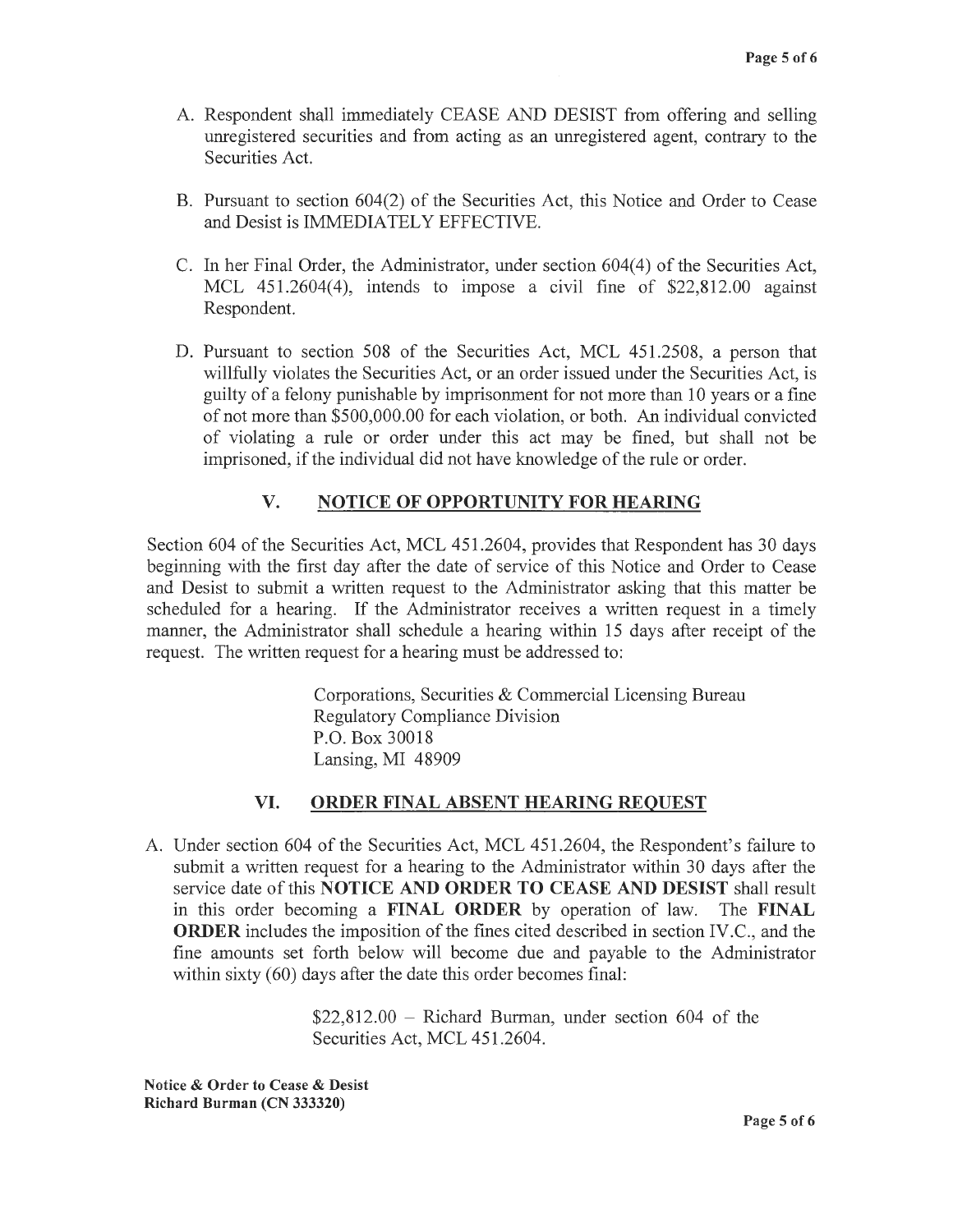A. Respondent shall immediately CEASE AND DESIST from offering and selling unregistered securities and from acting as an unregistered agent, contrary to the Securities Act.

B. Pursuant to section 604(2) of the Securities Act, this Notice and Order to Cease and Desist is IMMEDIATELY EFFECTIVE.

C. In her Final Order, the Administrator, under section 604(4) of the Securities Act, MCL 451.2604(4), intends to impose a civil fine of $22,812.00 against Respondent.

D. Pursuant to section 508 of the Securities Act, MCL 451.2508, a person that willfully violates the Securities Act, or an order issued under the Securities Act, is guilty of a felony punishable by imprisonment for not more than 10 years or a fine of not more than $500,000.00 for each violation, or both. An individual convicted of violating a rule or order under this act may be fined, but shall not be imprisoned, if the individual did not have knowledge of the rule or order.

## V. NOTICE OF OPPORTUNITY FOR HEARING

Section 604 of the Securities Act, MCL 451.2604, provides that Respondent has 30 days beginning with the first day after the date of service of this Notice and Order to Cease and Desist to submit a written request to the Administrator asking that this matter be scheduled for a hearing. If the Administrator receives a written request in a timely manner, the Administrator shall schedule a hearing within 15 days after receipt of the request. The written request for a hearing must be addressed to:

> Corporations, Securities & Commercial Licensing Bureau
> Regulatory Compliance Division
> P.O. Box 30018
> Lansing, MI 48909

## VI. ORDER FINAL ABSENT HEARING REQUEST

A. Under section 604 of the Securities Act, MCL 451.2604, the Respondent's failure to submit a written request for a hearing to the Administrator within 30 days after the service date of this **NOTICE AND ORDER TO CEASE AND DESIST** shall result in this order becoming a **FINAL ORDER** by operation of law. The **FINAL ORDER** includes the imposition of the fines cited described in section IV.C., and the fine amounts set forth below will become due and payable to the Administrator within sixty (60) days after the date this order becomes final:

> $22,812.00 – Richard Burman, under section 604 of the Securities Act, MCL 451.2604.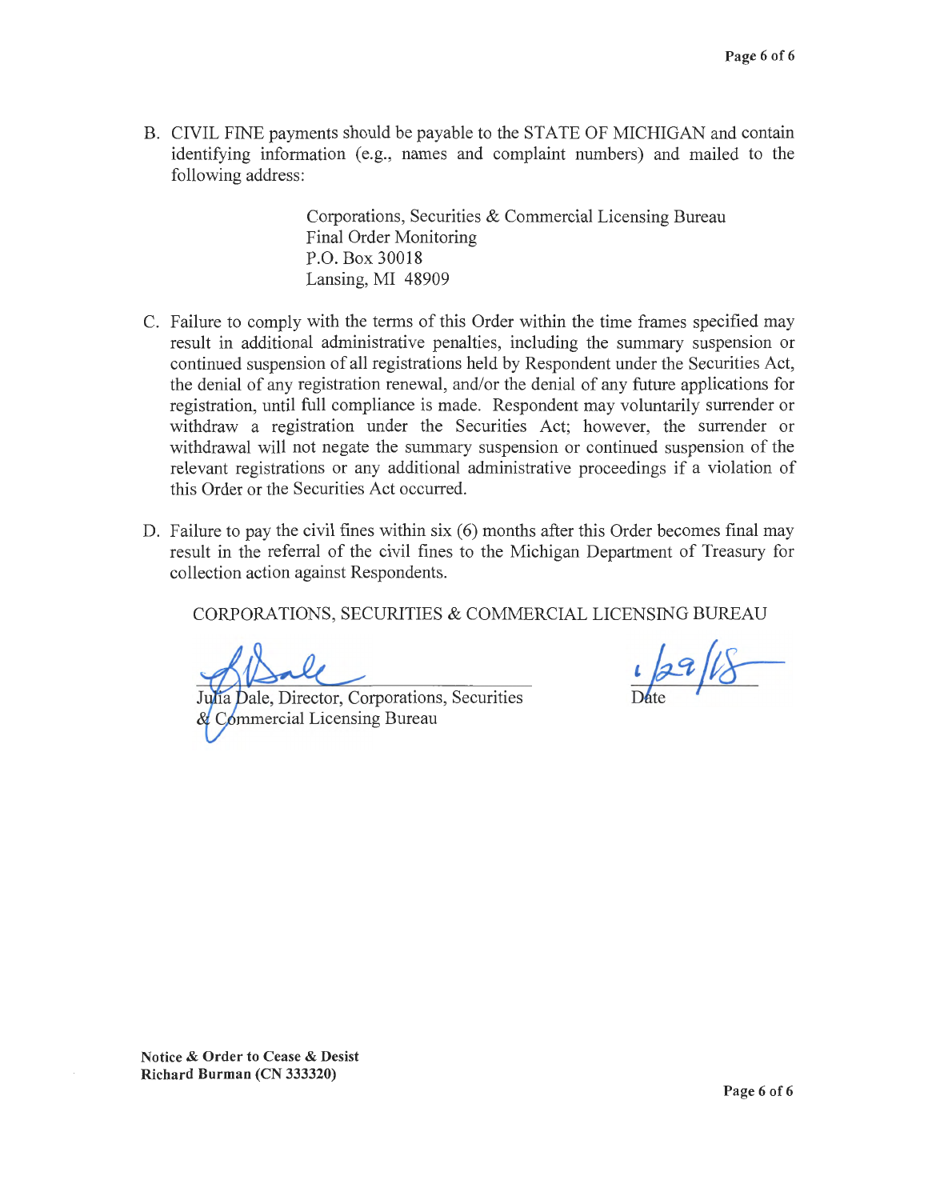B. CIVIL FINE payments should be payable to the STATE OF MICHIGAN and contain identifying information (e.g., names and complaint numbers) and mailed to the following address:

> Corporations, Securities & Commercial Licensing Bureau
> Final Order Monitoring
> P.O. Box 30018
> Lansing, MI 48909

C. Failure to comply with the terms of this Order within the time frames specified may result in additional administrative penalties, including the summary suspension or continued suspension of all registrations held by Respondent under the Securities Act, the denial of any registration renewal, and/or the denial of any future applications for registration, until full compliance is made. Respondent may voluntarily surrender or withdraw a registration under the Securities Act; however, the surrender or withdrawal will not negate the summary suspension or continued suspension of the relevant registrations or any additional administrative proceedings if a violation of this Order or the Securities Act occurred.

D. Failure to pay the civil fines within six (6) months after this Order becomes final may result in the referral of the civil fines to the Michigan Department of Treasury for collection action against Respondents.

CORPORATIONS, SECURITIES & COMMERCIAL LICENSING BUREAU

Julia Dale, Director, Corporations, Securities & Commercial Licensing Bureau

1/29/18
Date

**Notice & Order to Cease & Desist**
**Richard Burman (CN 333320)**